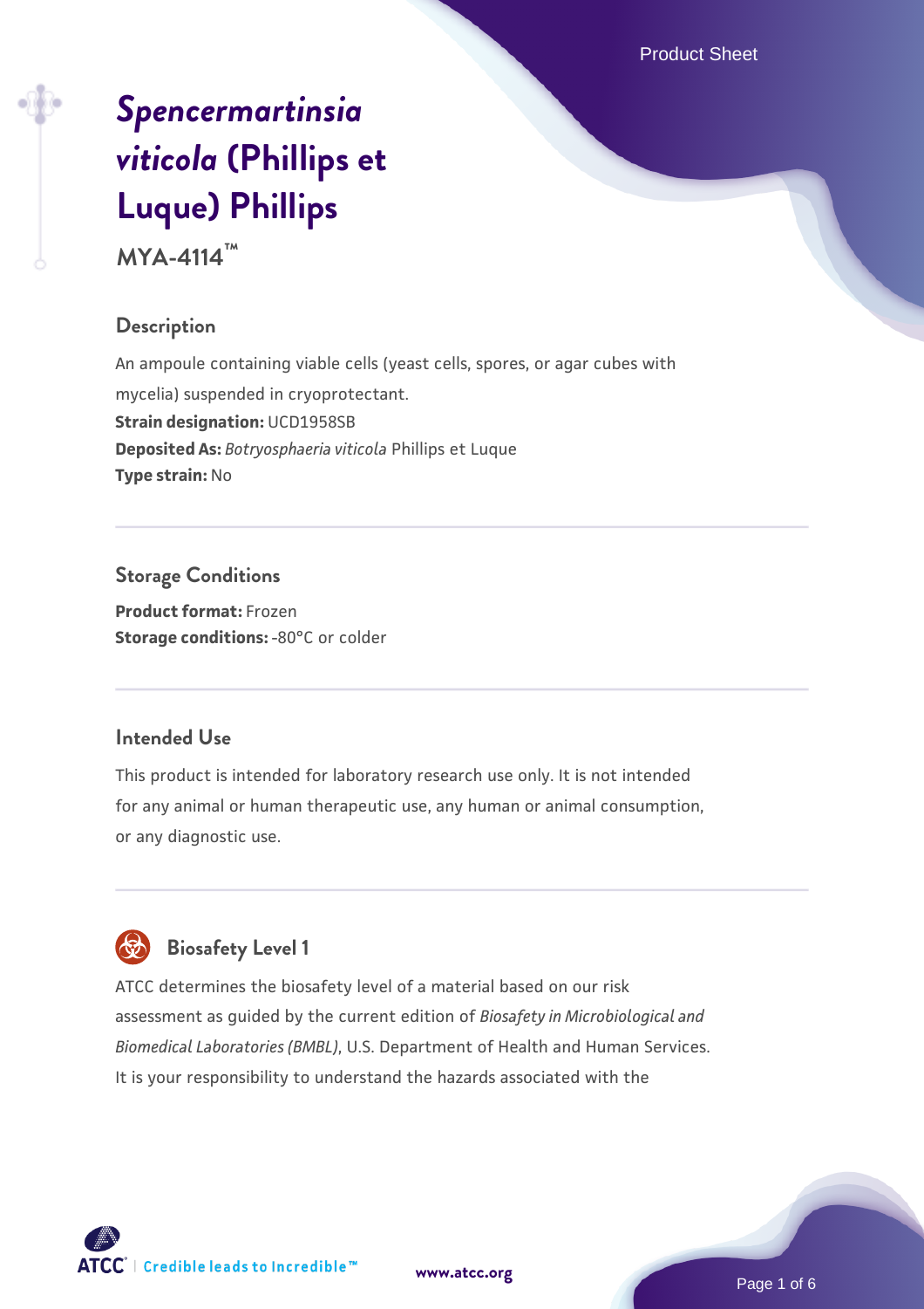# *Spencermartinsia viticola* (Phillips et Luque) Phillips

**MYA-4114™**

## Description

An ampoule containing viable cells (yeast cells, spores, or agar cubes with mycelia) suspended in cryoprotectant.

**Strain designation:** UCD1958SB

**Deposited As:** *Botryosphaeria viticola* Phillips et Luque

**Type strain:** No

## Storage Conditions

**Product format:** Frozen

**Storage conditions:** -80°C or colder

## Intended Use

This product is intended for laboratory research use only. It is not intended for any animal or human therapeutic use, any human or animal consumption, or any diagnostic use.

## Biosafety Level 1

ATCC determines the biosafety level of a material based on our risk assessment as guided by the current edition of *Biosafety in Microbiological and Biomedical Laboratories (BMBL)*, U.S. Department of Health and Human Services. It is your responsibility to understand the hazards associated with the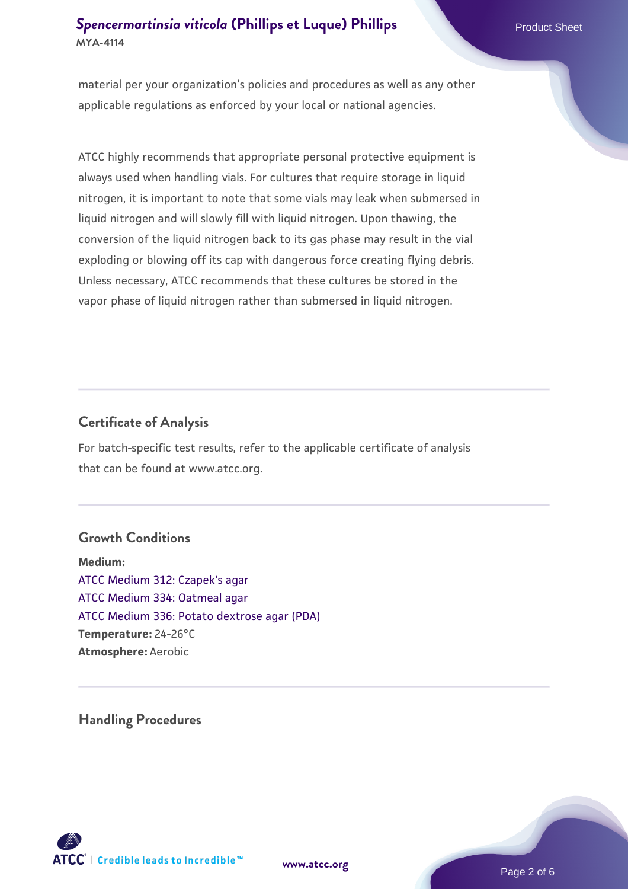material per your organization's policies and procedures as well as any other applicable regulations as enforced by your local or national agencies.

ATCC highly recommends that appropriate personal protective equipment is always used when handling vials. For cultures that require storage in liquid nitrogen, it is important to note that some vials may leak when submersed in liquid nitrogen and will slowly fill with liquid nitrogen. Upon thawing, the conversion of the liquid nitrogen back to its gas phase may result in the vial exploding or blowing off its cap with dangerous force creating flying debris. Unless necessary, ATCC recommends that these cultures be stored in the vapor phase of liquid nitrogen rather than submersed in liquid nitrogen.

## Certificate of Analysis

For batch-specific test results, refer to the applicable certificate of analysis that can be found at www.atcc.org.

## Growth Conditions

**Medium:**
ATCC Medium 312: Czapek's agar
ATCC Medium 334: Oatmeal agar
ATCC Medium 336: Potato dextrose agar (PDA)
**Temperature:** 24-26°C
**Atmosphere:** Aerobic

## Handling Procedures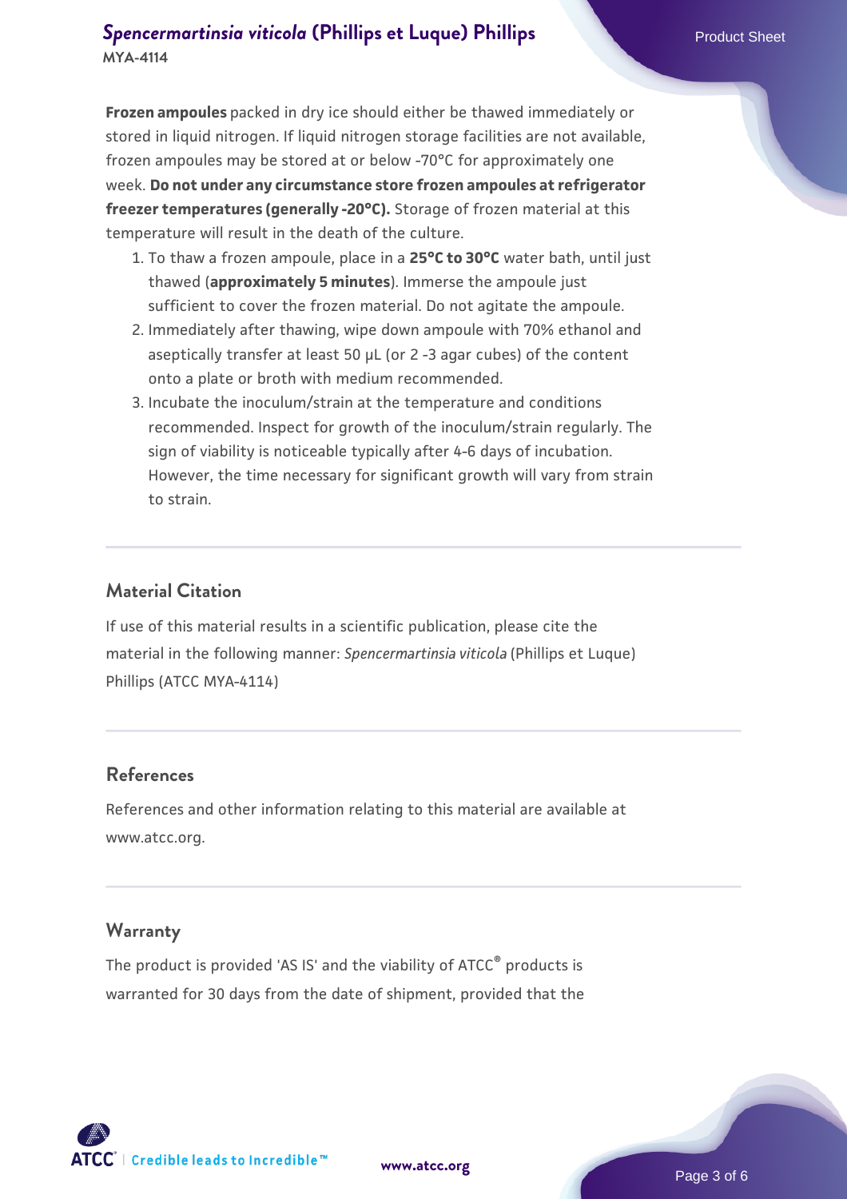**Frozen ampoules** packed in dry ice should either be thawed immediately or stored in liquid nitrogen. If liquid nitrogen storage facilities are not available, frozen ampoules may be stored at or below -70°C for approximately one week. **Do not under any circumstance store frozen ampoules at refrigerator freezer temperatures (generally -20°C).** Storage of frozen material at this temperature will result in the death of the culture.

1. To thaw a frozen ampoule, place in a **25°C to 30°C** water bath, until just thawed (**approximately 5 minutes**). Immerse the ampoule just sufficient to cover the frozen material. Do not agitate the ampoule.
2. Immediately after thawing, wipe down ampoule with 70% ethanol and aseptically transfer at least 50 µL (or 2 -3 agar cubes) of the content onto a plate or broth with medium recommended.
3. Incubate the inoculum/strain at the temperature and conditions recommended. Inspect for growth of the inoculum/strain regularly. The sign of viability is noticeable typically after 4-6 days of incubation. However, the time necessary for significant growth will vary from strain to strain.

## Material Citation

If use of this material results in a scientific publication, please cite the material in the following manner: *Spencermartinsia viticola* (Phillips et Luque) Phillips (ATCC MYA-4114)

## References

References and other information relating to this material are available at www.atcc.org.

## Warranty

The product is provided 'AS IS' and the viability of ATCC® products is warranted for 30 days from the date of shipment, provided that the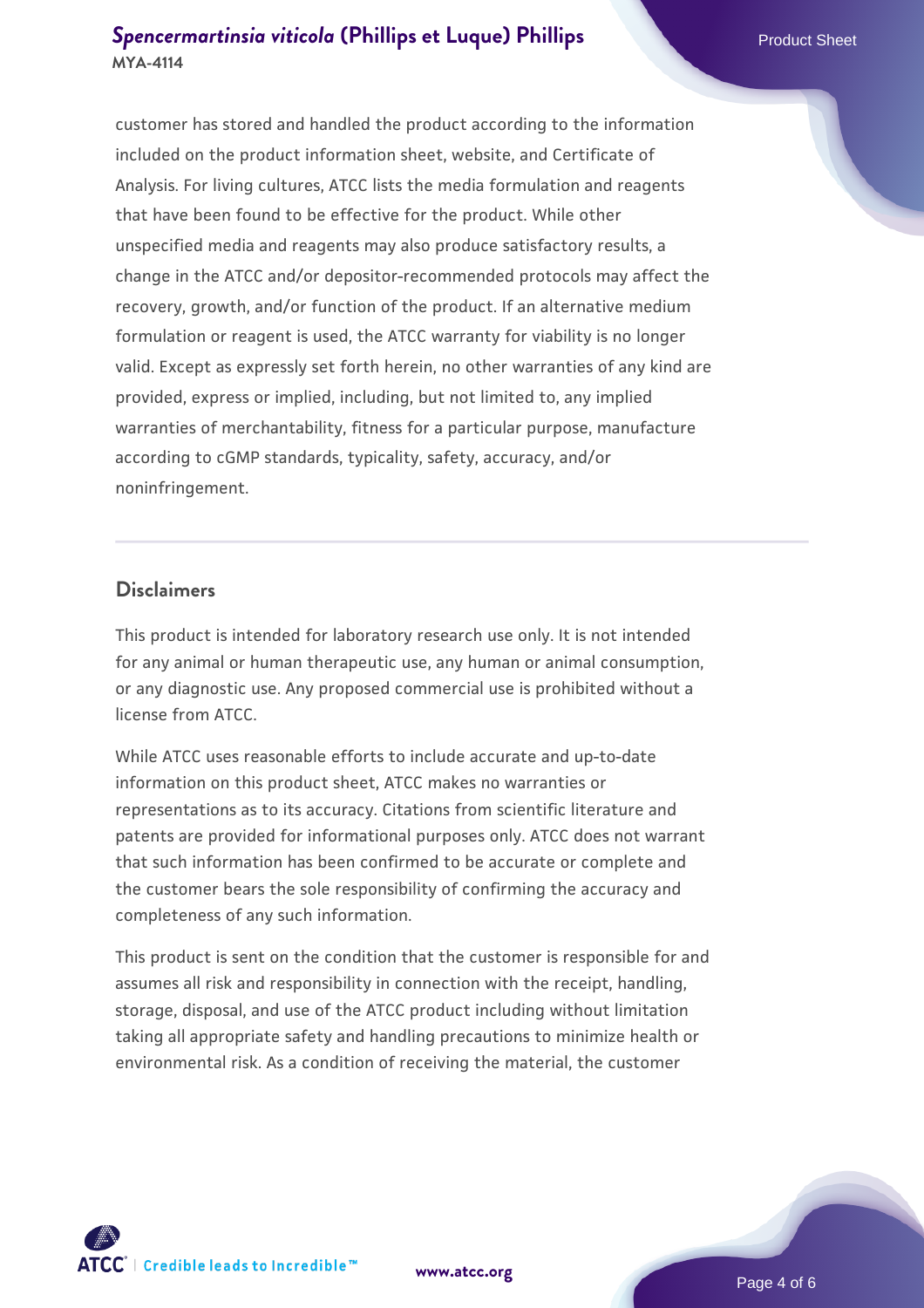customer has stored and handled the product according to the information included on the product information sheet, website, and Certificate of Analysis. For living cultures, ATCC lists the media formulation and reagents that have been found to be effective for the product. While other unspecified media and reagents may also produce satisfactory results, a change in the ATCC and/or depositor-recommended protocols may affect the recovery, growth, and/or function of the product. If an alternative medium formulation or reagent is used, the ATCC warranty for viability is no longer valid. Except as expressly set forth herein, no other warranties of any kind are provided, express or implied, including, but not limited to, any implied warranties of merchantability, fitness for a particular purpose, manufacture according to cGMP standards, typicality, safety, accuracy, and/or noninfringement.

## Disclaimers

This product is intended for laboratory research use only. It is not intended for any animal or human therapeutic use, any human or animal consumption, or any diagnostic use. Any proposed commercial use is prohibited without a license from ATCC.

While ATCC uses reasonable efforts to include accurate and up-to-date information on this product sheet, ATCC makes no warranties or representations as to its accuracy. Citations from scientific literature and patents are provided for informational purposes only. ATCC does not warrant that such information has been confirmed to be accurate or complete and the customer bears the sole responsibility of confirming the accuracy and completeness of any such information.

This product is sent on the condition that the customer is responsible for and assumes all risk and responsibility in connection with the receipt, handling, storage, disposal, and use of the ATCC product including without limitation taking all appropriate safety and handling precautions to minimize health or environmental risk. As a condition of receiving the material, the customer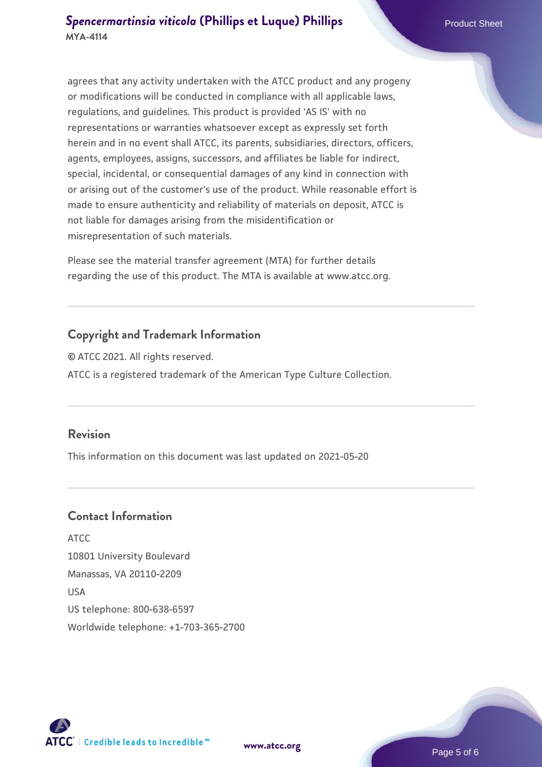agrees that any activity undertaken with the ATCC product and any progeny or modifications will be conducted in compliance with all applicable laws, regulations, and guidelines. This product is provided 'AS IS' with no representations or warranties whatsoever except as expressly set forth herein and in no event shall ATCC, its parents, subsidiaries, directors, officers, agents, employees, assigns, successors, and affiliates be liable for indirect, special, incidental, or consequential damages of any kind in connection with or arising out of the customer's use of the product. While reasonable effort is made to ensure authenticity and reliability of materials on deposit, ATCC is not liable for damages arising from the misidentification or misrepresentation of such materials.

Please see the material transfer agreement (MTA) for further details regarding the use of this product. The MTA is available at www.atcc.org.

## Copyright and Trademark Information

© ATCC 2021. All rights reserved.

ATCC is a registered trademark of the American Type Culture Collection.

## Revision

This information on this document was last updated on 2021-05-20

## Contact Information

ATCC
10801 University Boulevard
Manassas, VA 20110-2209
USA
US telephone: 800-638-6597
Worldwide telephone: +1-703-365-2700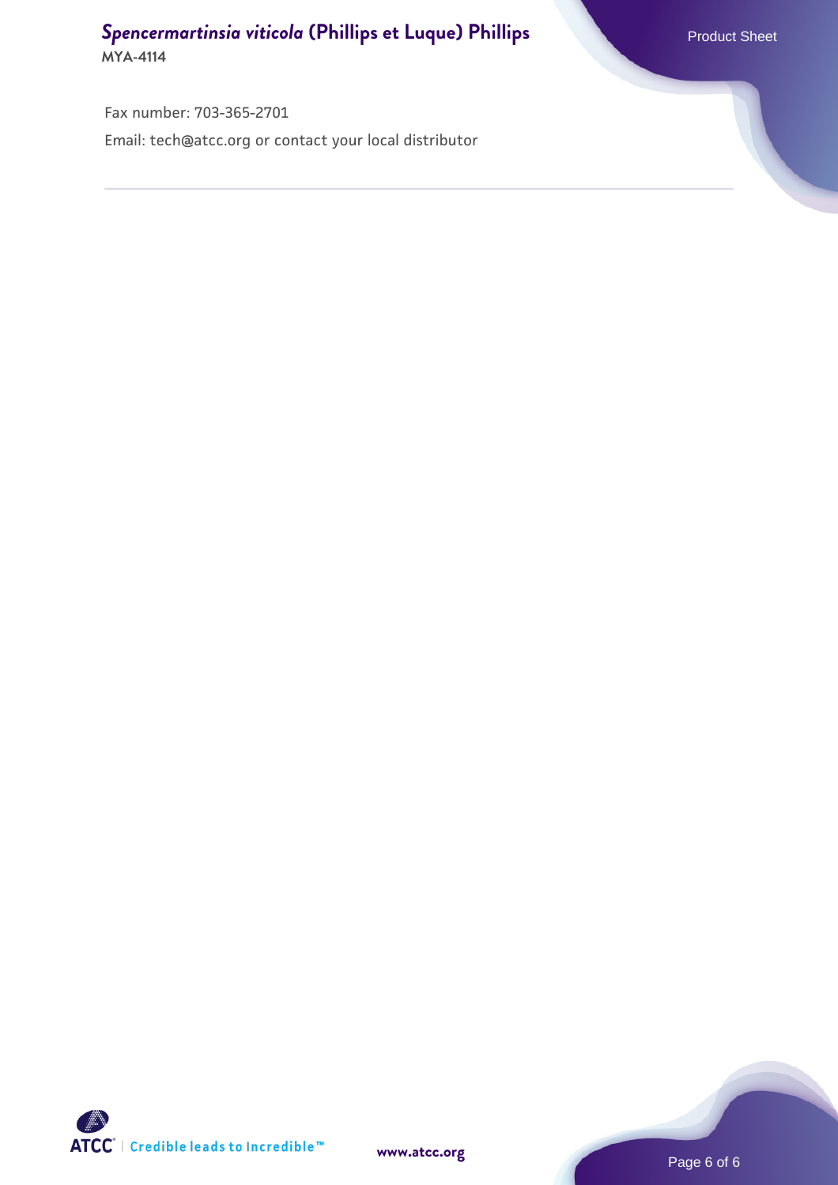Fax number: 703-365-2701

Email: tech@atcc.org or contact your local distributor